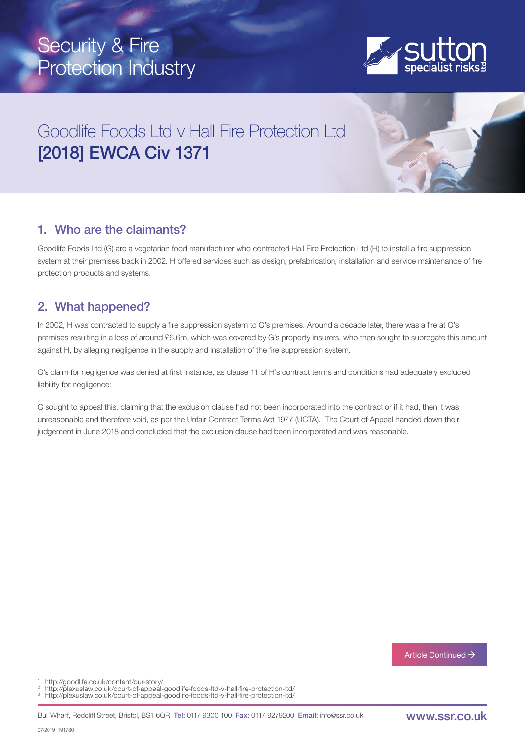# Security & Fire Protection Industry

# Goodlife Foods Ltd v Hall Fire Protection Ltd **[2018] EWCA Civ 1371**

## 1. Who are the claimants?

Goodlife Foods Ltd (G) are a vegetarian food manufacturer who contracted Hall Fire Protection Ltd (H) to install a fire suppression system at their premises back in 2002. H offered services such as design, prefabrication, installation and service maintenance of fire protection products and systems.

## 2. What happened?

In 2002, H was contracted to supply a fire suppression system to G's premises. Around a decade later, there was a fire at G's premises resulting in a loss of around £6.6m, which was covered by G's property insurers, who then sought to subrogate this amount against H, by alleging negligence in the supply and installation of the fire suppression system.

G's claim for negligence was denied at first instance, as clause 11 of H's contract terms and conditions had adequately excluded liability for negligence:

G sought to appeal this, claiming that the exclusion clause had not been incorporated into the contract or if it had, then it was unreasonable and therefore void, as per the Unfair Contract Terms Act 1977 (UCTA). The Court of Appeal handed down their judgement in June 2018 and concluded that the exclusion clause had been incorporated and was reasonable.

Article Continued →

[1] http://goodlife.co.uk/content/our-story/
[2] http://plexuslaw.co.uk/court-of-appeal-goodlife-foods-ltd-v-hall-fire-protection-ltd/
[3] http://plexuslaw.co.uk/court-of-appeal-goodlife-foods-ltd-v-hall-fire-protection-ltd/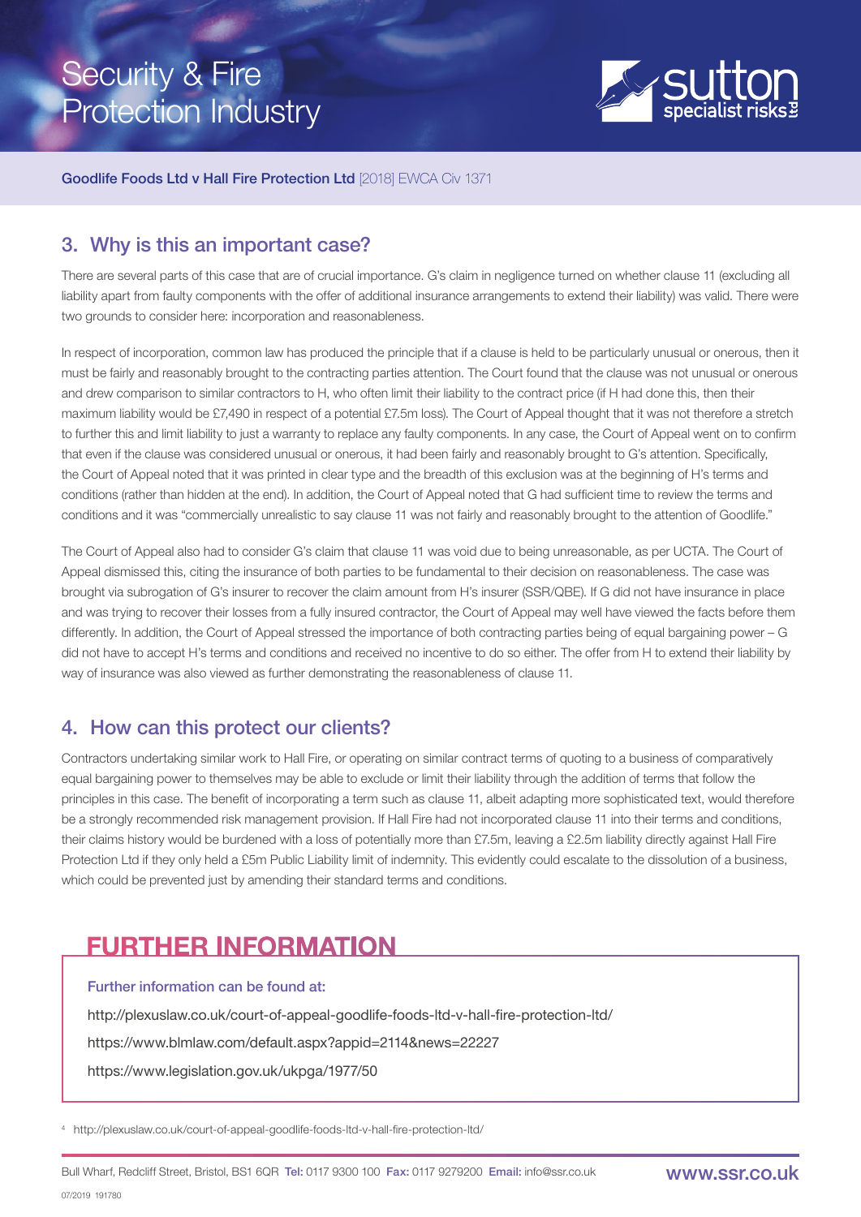**Goodlife Foods Ltd v Hall Fire Protection Ltd** [2018] EWCA Civ 1371

## 3. Why is this an important case?

There are several parts of this case that are of crucial importance. G's claim in negligence turned on whether clause 11 (excluding all liability apart from faulty components with the offer of additional insurance arrangements to extend their liability) was valid. There were two grounds to consider here: incorporation and reasonableness.

In respect of incorporation, common law has produced the principle that if a clause is held to be particularly unusual or onerous, then it must be fairly and reasonably brought to the contracting parties attention. The Court found that the clause was not unusual or onerous and drew comparison to similar contractors to H, who often limit their liability to the contract price (if H had done this, then their maximum liability would be £7,490 in respect of a potential £7.5m loss). The Court of Appeal thought that it was not therefore a stretch to further this and limit liability to just a warranty to replace any faulty components. In any case, the Court of Appeal went on to confirm that even if the clause was considered unusual or onerous, it had been fairly and reasonably brought to G's attention. Specifically, the Court of Appeal noted that it was printed in clear type and the breadth of this exclusion was at the beginning of H's terms and conditions (rather than hidden at the end). In addition, the Court of Appeal noted that G had sufficient time to review the terms and conditions and it was "commercially unrealistic to say clause 11 was not fairly and reasonably brought to the attention of Goodlife."

The Court of Appeal also had to consider G's claim that clause 11 was void due to being unreasonable, as per UCTA. The Court of Appeal dismissed this, citing the insurance of both parties to be fundamental to their decision on reasonableness. The case was brought via subrogation of G's insurer to recover the claim amount from H's insurer (SSR/QBE). If G did not have insurance in place and was trying to recover their losses from a fully insured contractor, the Court of Appeal may well have viewed the facts before them differently. In addition, the Court of Appeal stressed the importance of both contracting parties being of equal bargaining power – G did not have to accept H's terms and conditions and received no incentive to do so either. The offer from H to extend their liability by way of insurance was also viewed as further demonstrating the reasonableness of clause 11.

## 4. How can this protect our clients?

Contractors undertaking similar work to Hall Fire, or operating on similar contract terms of quoting to a business of comparatively equal bargaining power to themselves may be able to exclude or limit their liability through the addition of terms that follow the principles in this case. The benefit of incorporating a term such as clause 11, albeit adapting more sophisticated text, would therefore be a strongly recommended risk management provision. If Hall Fire had not incorporated clause 11 into their terms and conditions, their claims history would be burdened with a loss of potentially more than £7.5m, leaving a £2.5m liability directly against Hall Fire Protection Ltd if they only held a £5m Public Liability limit of indemnity. This evidently could escalate to the dissolution of a business, which could be prevented just by amending their standard terms and conditions.

## FURTHER INFORMATION

**Further information can be found at:**

http://plexuslaw.co.uk/court-of-appeal-goodlife-foods-ltd-v-hall-fire-protection-ltd/

https://www.blmlaw.com/default.aspx?appid=2114&news=22227

https://www.legislation.gov.uk/ukpga/1977/50

[4] http://plexuslaw.co.uk/court-of-appeal-goodlife-foods-ltd-v-hall-fire-protection-ltd/

Bull Wharf, Redcliff Street, Bristol, BS1 6QR **Tel:** 0117 9300 100 **Fax:** 0117 9279200 **Email:** info@ssr.co.uk **www.ssr.co.uk**

07/2019 191780